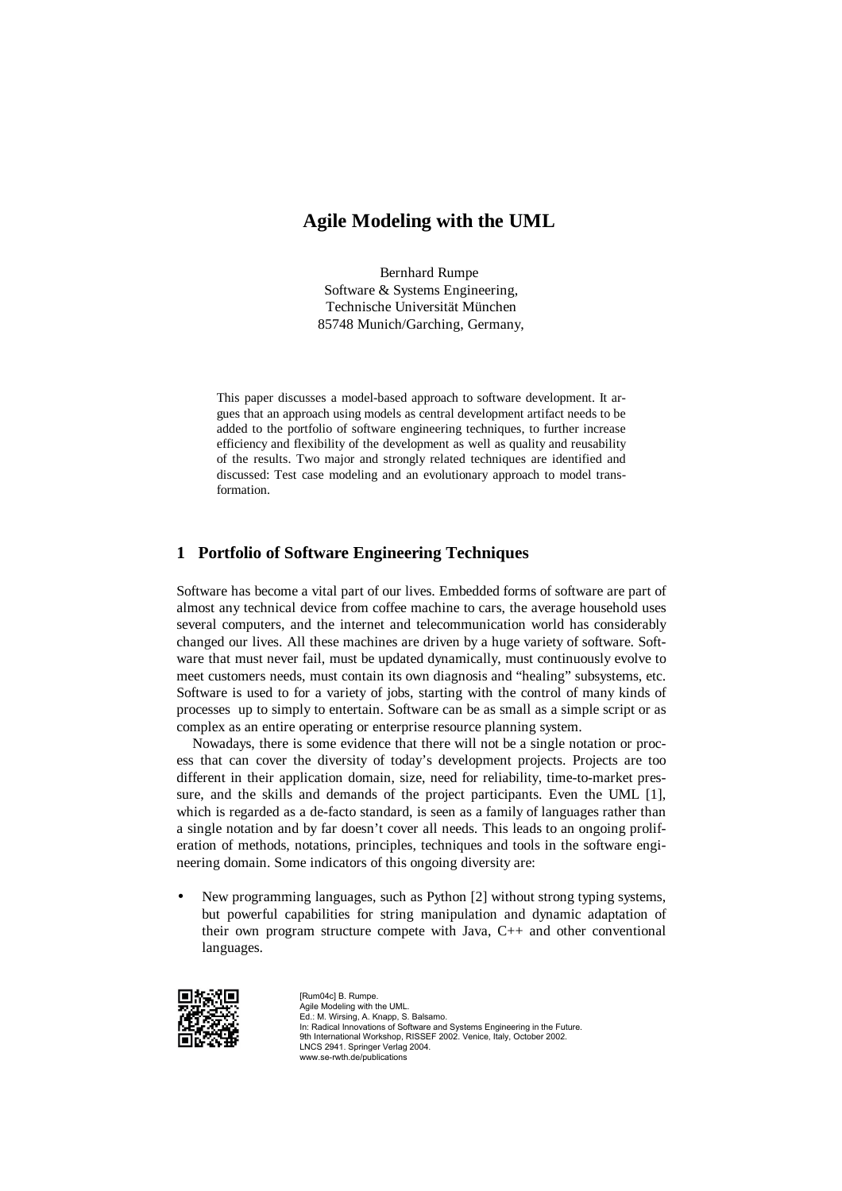# Agile Modeling with the UML

Bernhard Rumpe
Software & Systems Engineering,
Technische Universität München
85748 Munich/Garching, Germany,

This paper discusses a model-based approach to software development. It argues that an approach using models as central development artifact needs to be added to the portfolio of software engineering techniques, to further increase efficiency and flexibility of the development as well as quality and reusability of the results. Two major and strongly related techniques are identified and discussed: Test case modeling and an evolutionary approach to model transformation.

## 1 Portfolio of Software Engineering Techniques

Software has become a vital part of our lives. Embedded forms of software are part of almost any technical device from coffee machine to cars, the average household uses several computers, and the internet and telecommunication world has considerably changed our lives. All these machines are driven by a huge variety of software. Software that must never fail, must be updated dynamically, must continuously evolve to meet customers needs, must contain its own diagnosis and "healing" subsystems, etc. Software is used to for a variety of jobs, starting with the control of many kinds of processes up to simply to entertain. Software can be as small as a simple script or as complex as an entire operating or enterprise resource planning system.

Nowadays, there is some evidence that there will not be a single notation or process that can cover the diversity of today's development projects. Projects are too different in their application domain, size, need for reliability, time-to-market pressure, and the skills and demands of the project participants. Even the UML [1], which is regarded as a de-facto standard, is seen as a family of languages rather than a single notation and by far doesn't cover all needs. This leads to an ongoing proliferation of methods, notations, principles, techniques and tools in the software engineering domain. Some indicators of this ongoing diversity are:

- New programming languages, such as Python [2] without strong typing systems, but powerful capabilities for string manipulation and dynamic adaptation of their own program structure compete with Java, C++ and other conventional languages.

[Rum04c] B. Rumpe.
Agile Modeling with the UML.
Ed.: M. Wirsing, A. Knapp, S. Balsamo.
In: Radical Innovations of Software and Systems Engineering in the Future.
9th International Workshop, RISSEF 2002. Venice, Italy, October 2002.
LNCS 2941. Springer Verlag 2004.
www.se-rwth.de/publications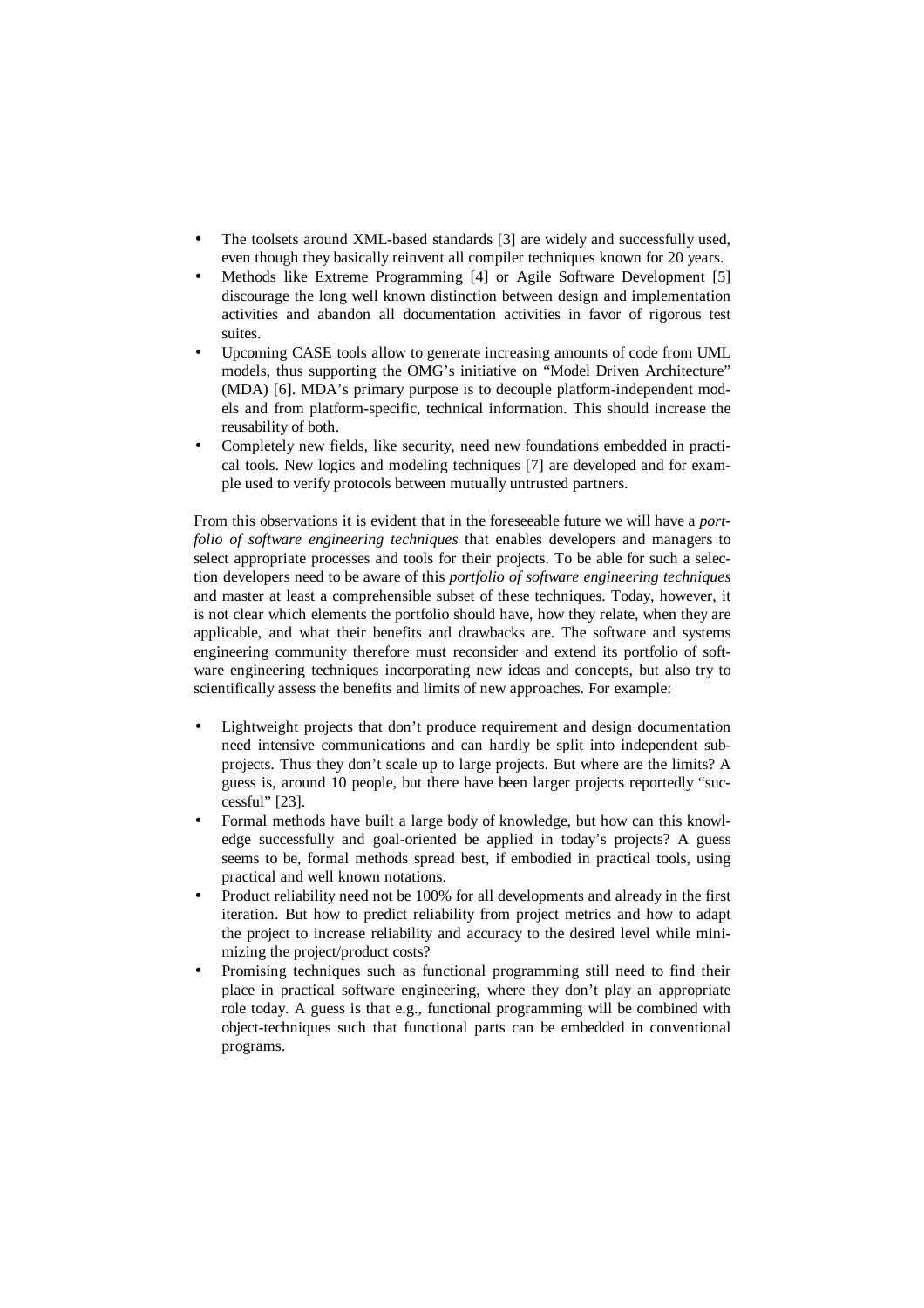- The toolsets around XML-based standards [3] are widely and successfully used, even though they basically reinvent all compiler techniques known for 20 years.
- Methods like Extreme Programming [4] or Agile Software Development [5] discourage the long well known distinction between design and implementation activities and abandon all documentation activities in favor of rigorous test suites.
- Upcoming CASE tools allow to generate increasing amounts of code from UML models, thus supporting the OMG's initiative on "Model Driven Architecture" (MDA) [6]. MDA's primary purpose is to decouple platform-independent models and from platform-specific, technical information. This should increase the reusability of both.
- Completely new fields, like security, need new foundations embedded in practical tools. New logics and modeling techniques [7] are developed and for example used to verify protocols between mutually untrusted partners.

From this observations it is evident that in the foreseeable future we will have a *portfolio of software engineering techniques* that enables developers and managers to select appropriate processes and tools for their projects. To be able for such a selection developers need to be aware of this *portfolio of software engineering techniques* and master at least a comprehensible subset of these techniques. Today, however, it is not clear which elements the portfolio should have, how they relate, when they are applicable, and what their benefits and drawbacks are. The software and systems engineering community therefore must reconsider and extend its portfolio of software engineering techniques incorporating new ideas and concepts, but also try to scientifically assess the benefits and limits of new approaches. For example:

- Lightweight projects that don't produce requirement and design documentation need intensive communications and can hardly be split into independent subprojects. Thus they don't scale up to large projects. But where are the limits? A guess is, around 10 people, but there have been larger projects reportedly "successful" [23].
- Formal methods have built a large body of knowledge, but how can this knowledge successfully and goal-oriented be applied in today's projects? A guess seems to be, formal methods spread best, if embodied in practical tools, using practical and well known notations.
- Product reliability need not be 100% for all developments and already in the first iteration. But how to predict reliability from project metrics and how to adapt the project to increase reliability and accuracy to the desired level while minimizing the project/product costs?
- Promising techniques such as functional programming still need to find their place in practical software engineering, where they don't play an appropriate role today. A guess is that e.g., functional programming will be combined with object-techniques such that functional parts can be embedded in conventional programs.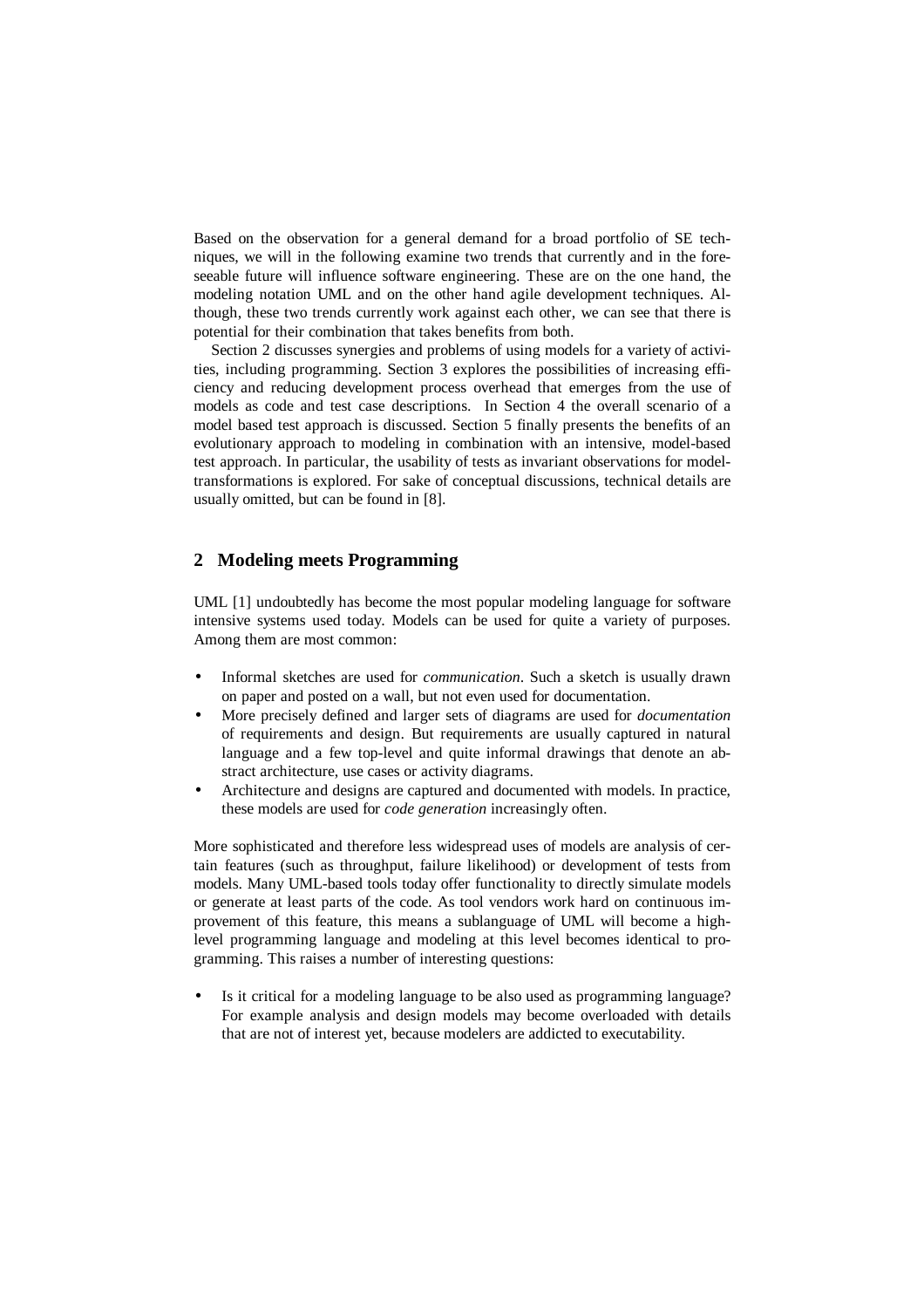Based on the observation for a general demand for a broad portfolio of SE techniques, we will in the following examine two trends that currently and in the foreseeable future will influence software engineering. These are on the one hand, the modeling notation UML and on the other hand agile development techniques. Although, these two trends currently work against each other, we can see that there is potential for their combination that takes benefits from both.

Section 2 discusses synergies and problems of using models for a variety of activities, including programming. Section 3 explores the possibilities of increasing efficiency and reducing development process overhead that emerges from the use of models as code and test case descriptions. In Section 4 the overall scenario of a model based test approach is discussed. Section 5 finally presents the benefits of an evolutionary approach to modeling in combination with an intensive, model-based test approach. In particular, the usability of tests as invariant observations for model-transformations is explored. For sake of conceptual discussions, technical details are usually omitted, but can be found in [8].

## 2 Modeling meets Programming

UML [1] undoubtedly has become the most popular modeling language for software intensive systems used today. Models can be used for quite a variety of purposes. Among them are most common:

- Informal sketches are used for *communication*. Such a sketch is usually drawn on paper and posted on a wall, but not even used for documentation.
- More precisely defined and larger sets of diagrams are used for *documentation* of requirements and design. But requirements are usually captured in natural language and a few top-level and quite informal drawings that denote an abstract architecture, use cases or activity diagrams.
- Architecture and designs are captured and documented with models. In practice, these models are used for *code generation* increasingly often.

More sophisticated and therefore less widespread uses of models are analysis of certain features (such as throughput, failure likelihood) or development of tests from models. Many UML-based tools today offer functionality to directly simulate models or generate at least parts of the code. As tool vendors work hard on continuous improvement of this feature, this means a sublanguage of UML will become a high-level programming language and modeling at this level becomes identical to programming. This raises a number of interesting questions:

- Is it critical for a modeling language to be also used as programming language? For example analysis and design models may become overloaded with details that are not of interest yet, because modelers are addicted to executability.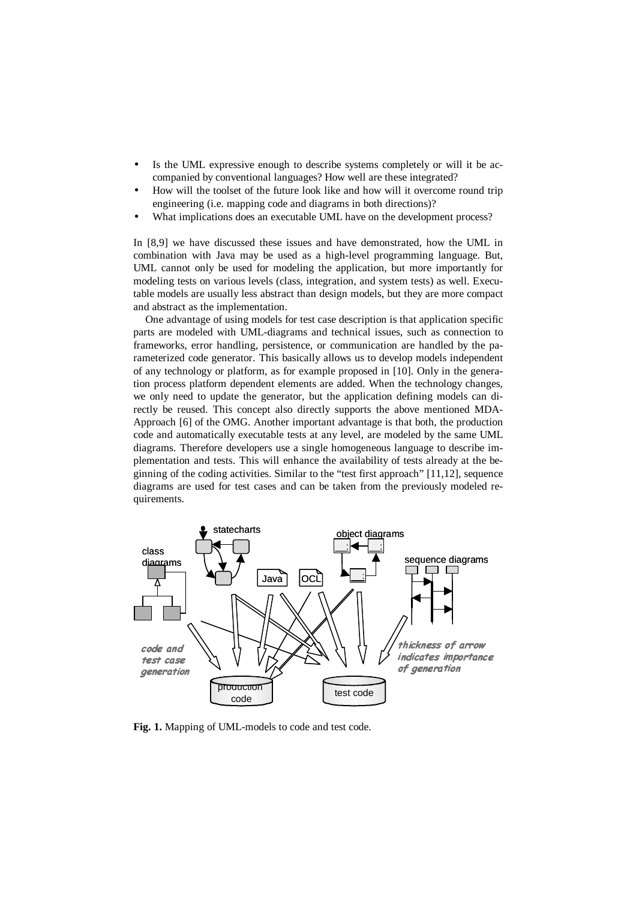- Is the UML expressive enough to describe systems completely or will it be accompanied by conventional languages? How well are these integrated?
- How will the toolset of the future look like and how will it overcome round trip engineering (i.e. mapping code and diagrams in both directions)?
- What implications does an executable UML have on the development process?

In [8,9] we have discussed these issues and have demonstrated, how the UML in combination with Java may be used as a high-level programming language. But, UML cannot only be used for modeling the application, but more importantly for modeling tests on various levels (class, integration, and system tests) as well. Executable models are usually less abstract than design models, but they are more compact and abstract as the implementation.

One advantage of using models for test case description is that application specific parts are modeled with UML-diagrams and technical issues, such as connection to frameworks, error handling, persistence, or communication are handled by the parameterized code generator. This basically allows us to develop models independent of any technology or platform, as for example proposed in [10]. Only in the generation process platform dependent elements are added. When the technology changes, we only need to update the generator, but the application defining models can directly be reused. This concept also directly supports the above mentioned MDA-Approach [6] of the OMG. Another important advantage is that both, the production code and automatically executable tests at any level, are modeled by the same UML diagrams. Therefore developers use a single homogeneous language to describe implementation and tests. This will enhance the availability of tests already at the beginning of the coding activities. Similar to the "test first approach" [11,12], sequence diagrams are used for test cases and can be taken from the previously modeled requirements.

statecharts

object diagrams

class diagrams

sequence diagrams

Java

OCL

code and test case generation

thickness of arrow indicates importance of generation

production code

test code

**Fig. 1.** Mapping of UML-models to code and test code.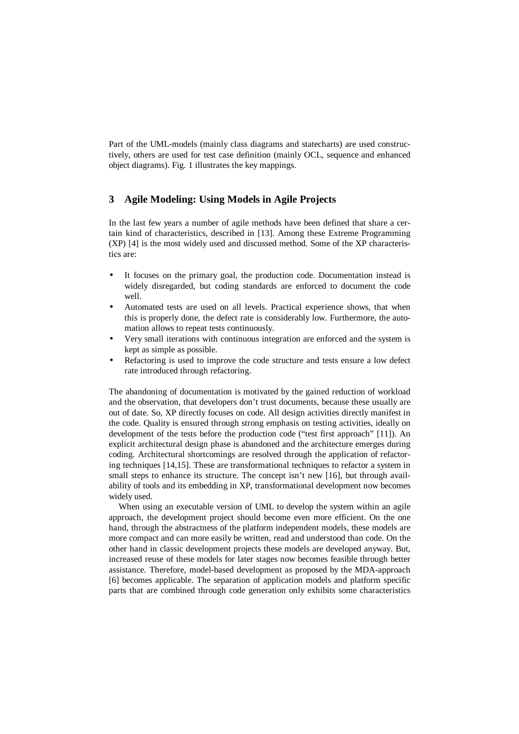Part of the UML-models (mainly class diagrams and statecharts) are used constructively, others are used for test case definition (mainly OCL, sequence and enhanced object diagrams). Fig. 1 illustrates the key mappings.

## 3 Agile Modeling: Using Models in Agile Projects

In the last few years a number of agile methods have been defined that share a certain kind of characteristics, described in [13]. Among these Extreme Programming (XP) [4] is the most widely used and discussed method. Some of the XP characteristics are:

- It focuses on the primary goal, the production code. Documentation instead is widely disregarded, but coding standards are enforced to document the code well.
- Automated tests are used on all levels. Practical experience shows, that when this is properly done, the defect rate is considerably low. Furthermore, the automation allows to repeat tests continuously.
- Very small iterations with continuous integration are enforced and the system is kept as simple as possible.
- Refactoring is used to improve the code structure and tests ensure a low defect rate introduced through refactoring.

The abandoning of documentation is motivated by the gained reduction of workload and the observation, that developers don't trust documents, because these usually are out of date. So, XP directly focuses on code. All design activities directly manifest in the code. Quality is ensured through strong emphasis on testing activities, ideally on development of the tests before the production code ("test first approach" [11]). An explicit architectural design phase is abandoned and the architecture emerges during coding. Architectural shortcomings are resolved through the application of refactoring techniques [14,15]. These are transformational techniques to refactor a system in small steps to enhance its structure. The concept isn't new [16], but through availability of tools and its embedding in XP, transformational development now becomes widely used.

When using an executable version of UML to develop the system within an agile approach, the development project should become even more efficient. On the one hand, through the abstractness of the platform independent models, these models are more compact and can more easily be written, read and understood than code. On the other hand in classic development projects these models are developed anyway. But, increased reuse of these models for later stages now becomes feasible through better assistance. Therefore, model-based development as proposed by the MDA-approach [6] becomes applicable. The separation of application models and platform specific parts that are combined through code generation only exhibits some characteristics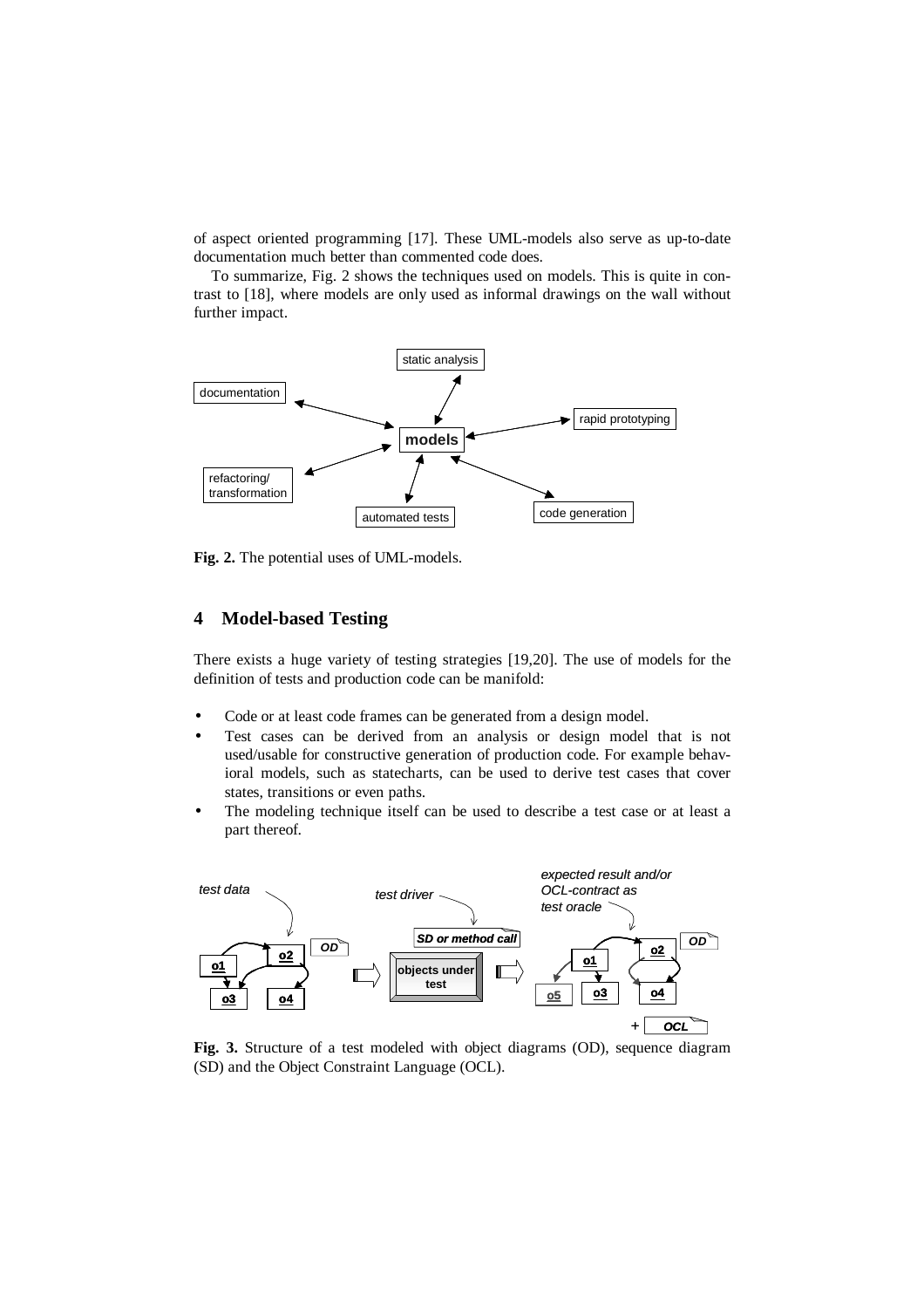of aspect oriented programming [17]. These UML-models also serve as up-to-date documentation much better than commented code does.

To summarize, Fig. 2 shows the techniques used on models. This is quite in contrast to [18], where models are only used as informal drawings on the wall without further impact.

**Fig. 2.** The potential uses of UML-models.

## 4 Model-based Testing

There exists a huge variety of testing strategies [19,20]. The use of models for the definition of tests and production code can be manifold:

- Code or at least code frames can be generated from a design model.
- Test cases can be derived from an analysis or design model that is not used/usable for constructive generation of production code. For example behavioral models, such as statecharts, can be used to derive test cases that cover states, transitions or even paths.
- The modeling technique itself can be used to describe a test case or at least a part thereof.

**Fig. 3.** Structure of a test modeled with object diagrams (OD), sequence diagram (SD) and the Object Constraint Language (OCL).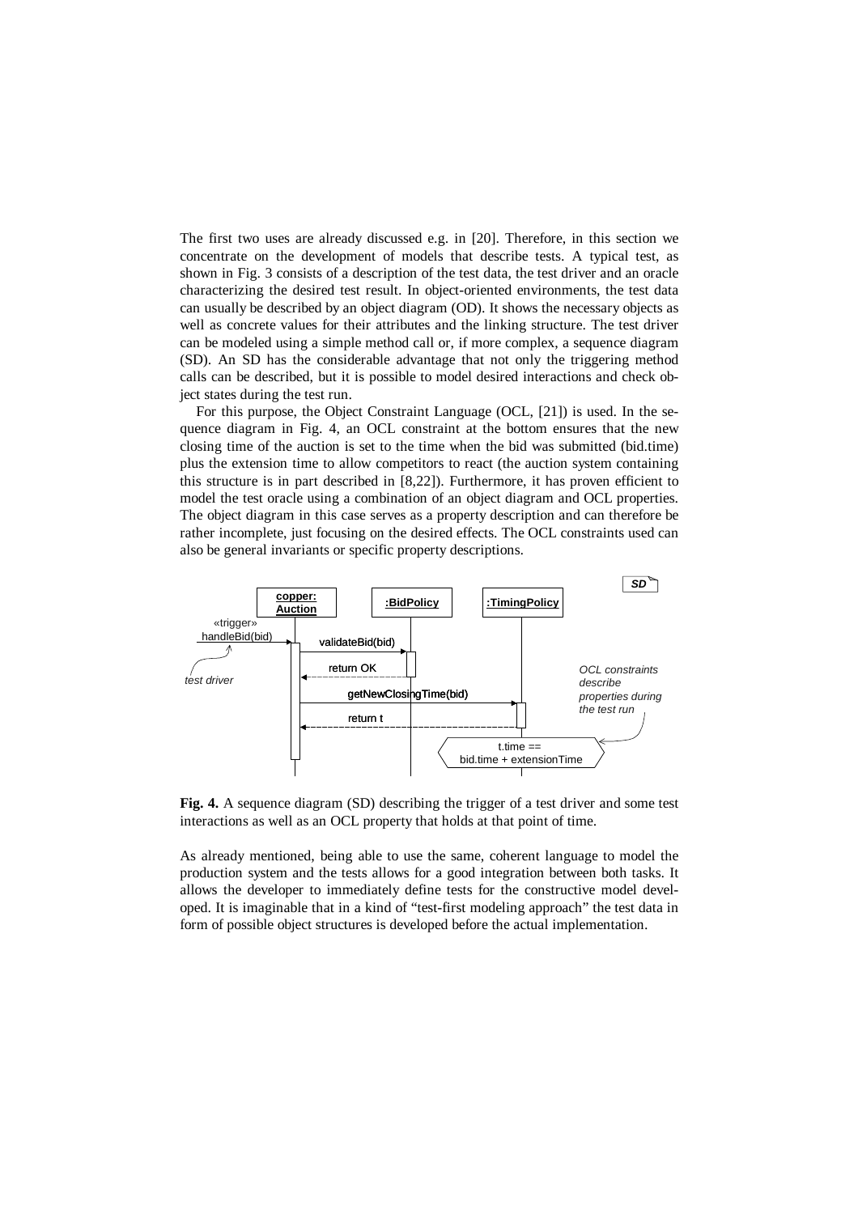The first two uses are already discussed e.g. in [20]. Therefore, in this section we concentrate on the development of models that describe tests. A typical test, as shown in Fig. 3 consists of a description of the test data, the test driver and an oracle characterizing the desired test result. In object-oriented environments, the test data can usually be described by an object diagram (OD). It shows the necessary objects as well as concrete values for their attributes and the linking structure. The test driver can be modeled using a simple method call or, if more complex, a sequence diagram (SD). An SD has the considerable advantage that not only the triggering method calls can be described, but it is possible to model desired interactions and check object states during the test run.

For this purpose, the Object Constraint Language (OCL, [21]) is used. In the sequence diagram in Fig. 4, an OCL constraint at the bottom ensures that the new closing time of the auction is set to the time when the bid was submitted (bid.time) plus the extension time to allow competitors to react (the auction system containing this structure is in part described in [8,22]). Furthermore, it has proven efficient to model the test oracle using a combination of an object diagram and OCL properties. The object diagram in this case serves as a property description and can therefore be rather incomplete, just focusing on the desired effects. The OCL constraints used can also be general invariants or specific property descriptions.

**Fig. 4.** A sequence diagram (SD) describing the trigger of a test driver and some test interactions as well as an OCL property that holds at that point of time.

As already mentioned, being able to use the same, coherent language to model the production system and the tests allows for a good integration between both tasks. It allows the developer to immediately define tests for the constructive model developed. It is imaginable that in a kind of "test-first modeling approach" the test data in form of possible object structures is developed before the actual implementation.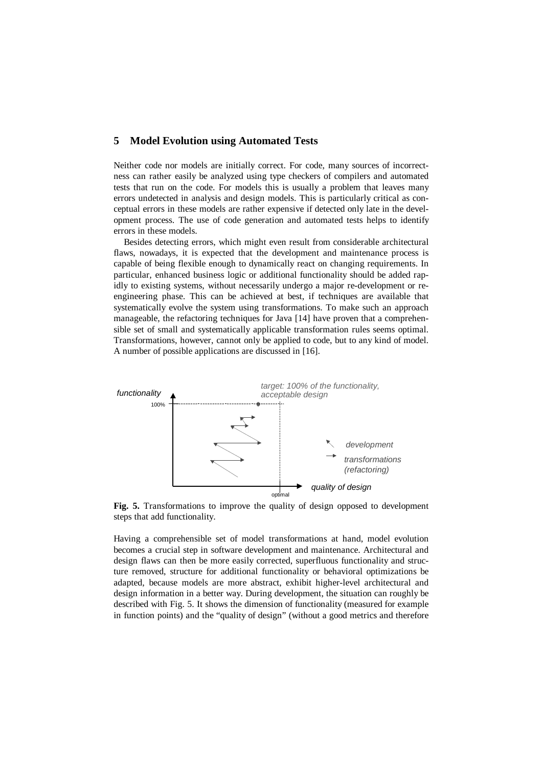## 5 Model Evolution using Automated Tests

Neither code nor models are initially correct. For code, many sources of incorrectness can rather easily be analyzed using type checkers of compilers and automated tests that run on the code. For models this is usually a problem that leaves many errors undetected in analysis and design models. This is particularly critical as conceptual errors in these models are rather expensive if detected only late in the development process. The use of code generation and automated tests helps to identify errors in these models.

Besides detecting errors, which might even result from considerable architectural flaws, nowadays, it is expected that the development and maintenance process is capable of being flexible enough to dynamically react on changing requirements. In particular, enhanced business logic or additional functionality should be added rapidly to existing systems, without necessarily undergo a major re-development or re-engineering phase. This can be achieved at best, if techniques are available that systematically evolve the system using transformations. To make such an approach manageable, the refactoring techniques for Java [14] have proven that a comprehensible set of small and systematically applicable transformation rules seems optimal. Transformations, however, cannot only be applied to code, but to any kind of model. A number of possible applications are discussed in [16].

functionality

100%

target: 100% of the functionality, acceptable design

development

transformations (refactoring)

quality of design

optimal

**Fig. 5.** Transformations to improve the quality of design opposed to development steps that add functionality.

Having a comprehensible set of model transformations at hand, model evolution becomes a crucial step in software development and maintenance. Architectural and design flaws can then be more easily corrected, superfluous functionality and structure removed, structure for additional functionality or behavioral optimizations be adapted, because models are more abstract, exhibit higher-level architectural and design information in a better way. During development, the situation can roughly be described with Fig. 5. It shows the dimension of functionality (measured for example in function points) and the "quality of design" (without a good metrics and therefore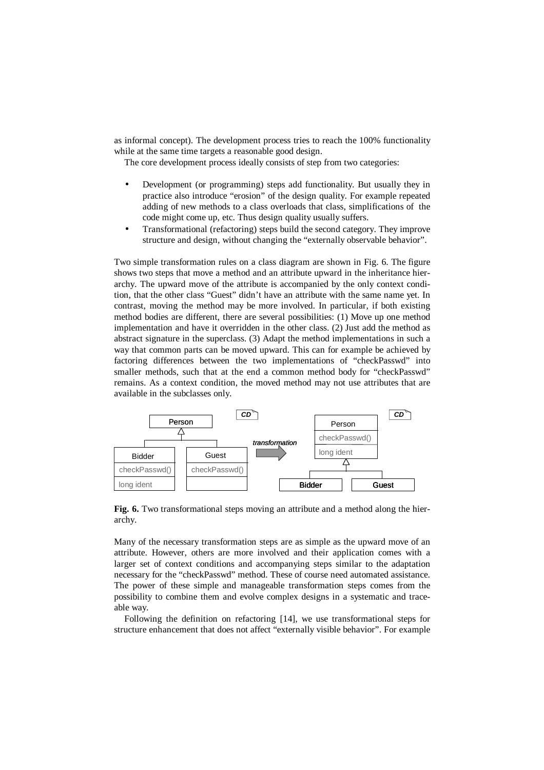as informal concept). The development process tries to reach the 100% functionality while at the same time targets a reasonable good design.

The core development process ideally consists of step from two categories:

- Development (or programming) steps add functionality. But usually they in practice also introduce "erosion" of the design quality. For example repeated adding of new methods to a class overloads that class, simplifications of the code might come up, etc. Thus design quality usually suffers.
- Transformational (refactoring) steps build the second category. They improve structure and design, without changing the "externally observable behavior".

Two simple transformation rules on a class diagram are shown in Fig. 6. The figure shows two steps that move a method and an attribute upward in the inheritance hierarchy. The upward move of the attribute is accompanied by the only context condition, that the other class "Guest" didn't have an attribute with the same name yet. In contrast, moving the method may be more involved. In particular, if both existing method bodies are different, there are several possibilities: (1) Move up one method implementation and have it overridden in the other class. (2) Just add the method as abstract signature in the superclass. (3) Adapt the method implementations in such a way that common parts can be moved upward. This can for example be achieved by factoring differences between the two implementations of "checkPasswd" into smaller methods, such that at the end a common method body for "checkPasswd" remains. As a context condition, the moved method may not use attributes that are available in the subclasses only.

**Fig. 6.** Two transformational steps moving an attribute and a method along the hierarchy.

Many of the necessary transformation steps are as simple as the upward move of an attribute. However, others are more involved and their application comes with a larger set of context conditions and accompanying steps similar to the adaptation necessary for the "checkPasswd" method. These of course need automated assistance. The power of these simple and manageable transformation steps comes from the possibility to combine them and evolve complex designs in a systematic and traceable way.

Following the definition on refactoring [14], we use transformational steps for structure enhancement that does not affect "externally visible behavior". For example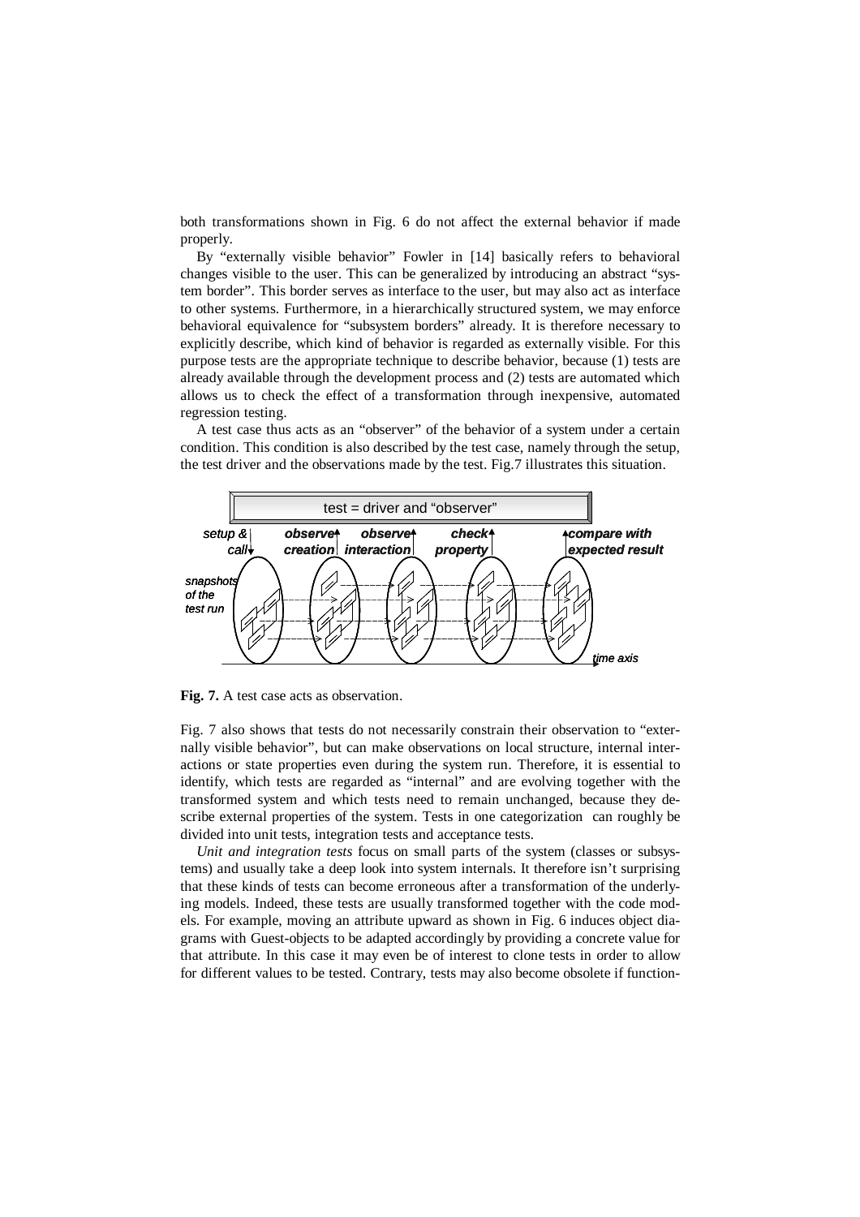both transformations shown in Fig. 6 do not affect the external behavior if made properly.

By "externally visible behavior" Fowler in [14] basically refers to behavioral changes visible to the user. This can be generalized by introducing an abstract "system border". This border serves as interface to the user, but may also act as interface to other systems. Furthermore, in a hierarchically structured system, we may enforce behavioral equivalence for "subsystem borders" already. It is therefore necessary to explicitly describe, which kind of behavior is regarded as externally visible. For this purpose tests are the appropriate technique to describe behavior, because (1) tests are already available through the development process and (2) tests are automated which allows us to check the effect of a transformation through inexpensive, automated regression testing.

A test case thus acts as an "observer" of the behavior of a system under a certain condition. This condition is also described by the test case, namely through the setup, the test driver and the observations made by the test. Fig.7 illustrates this situation.

test = driver and "observer"

*setup & call* — *observe creation* — *observe interaction* — *check property* — *compare with expected result*

*snapshots of the test run* — *time axis*

**Fig. 7.** A test case acts as observation.

Fig. 7 also shows that tests do not necessarily constrain their observation to "externally visible behavior", but can make observations on local structure, internal interactions or state properties even during the system run. Therefore, it is essential to identify, which tests are regarded as "internal" and are evolving together with the transformed system and which tests need to remain unchanged, because they describe external properties of the system. Tests in one categorization can roughly be divided into unit tests, integration tests and acceptance tests.

*Unit and integration tests* focus on small parts of the system (classes or subsystems) and usually take a deep look into system internals. It therefore isn't surprising that these kinds of tests can become erroneous after a transformation of the underlying models. Indeed, these tests are usually transformed together with the code models. For example, moving an attribute upward as shown in Fig. 6 induces object diagrams with Guest-objects to be adapted accordingly by providing a concrete value for that attribute. In this case it may even be of interest to clone tests in order to allow for different values to be tested. Contrary, tests may also become obsolete if function-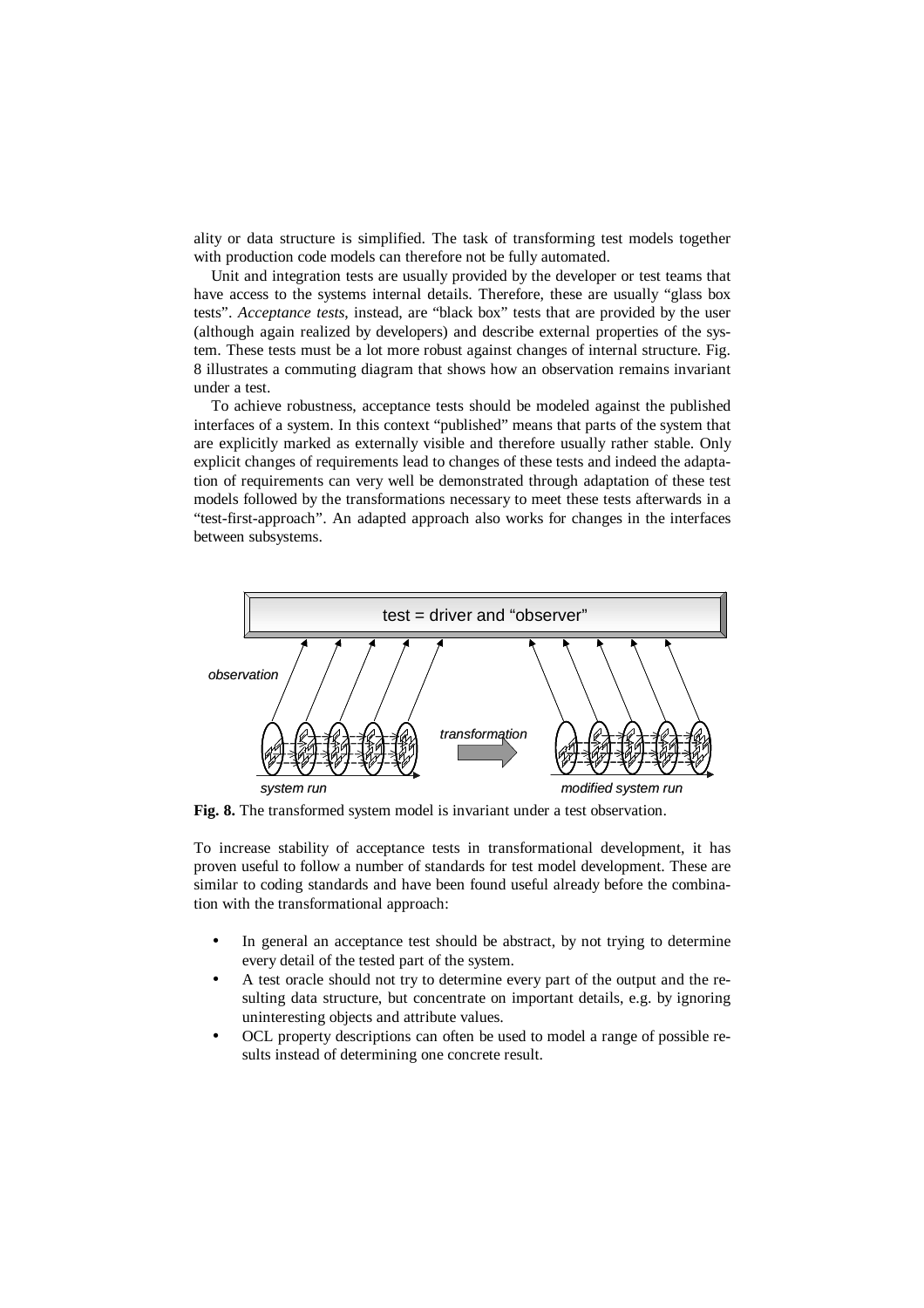ality or data structure is simplified. The task of transforming test models together with production code models can therefore not be fully automated.

Unit and integration tests are usually provided by the developer or test teams that have access to the systems internal details. Therefore, these are usually "glass box tests". *Acceptance tests*, instead, are "black box" tests that are provided by the user (although again realized by developers) and describe external properties of the system. These tests must be a lot more robust against changes of internal structure. Fig. 8 illustrates a commuting diagram that shows how an observation remains invariant under a test.

To achieve robustness, acceptance tests should be modeled against the published interfaces of a system. In this context "published" means that parts of the system that are explicitly marked as externally visible and therefore usually rather stable. Only explicit changes of requirements lead to changes of these tests and indeed the adaptation of requirements can very well be demonstrated through adaptation of these test models followed by the transformations necessary to meet these tests afterwards in a "test-first-approach". An adapted approach also works for changes in the interfaces between subsystems.

test = driver and "observer"

observation

transformation

system run

modified system run

**Fig. 8.** The transformed system model is invariant under a test observation.

To increase stability of acceptance tests in transformational development, it has proven useful to follow a number of standards for test model development. These are similar to coding standards and have been found useful already before the combination with the transformational approach:

- In general an acceptance test should be abstract, by not trying to determine every detail of the tested part of the system.
- A test oracle should not try to determine every part of the output and the resulting data structure, but concentrate on important details, e.g. by ignoring uninteresting objects and attribute values.
- OCL property descriptions can often be used to model a range of possible results instead of determining one concrete result.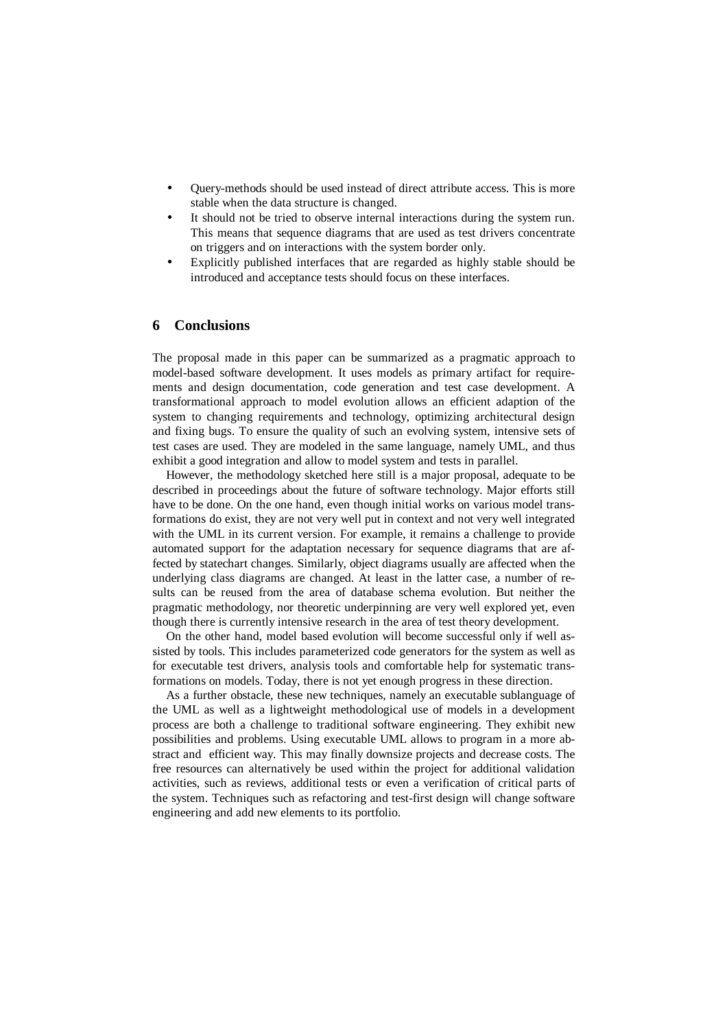- Query-methods should be used instead of direct attribute access. This is more stable when the data structure is changed.
- It should not be tried to observe internal interactions during the system run. This means that sequence diagrams that are used as test drivers concentrate on triggers and on interactions with the system border only.
- Explicitly published interfaces that are regarded as highly stable should be introduced and acceptance tests should focus on these interfaces.

## 6 Conclusions

The proposal made in this paper can be summarized as a pragmatic approach to model-based software development. It uses models as primary artifact for requirements and design documentation, code generation and test case development. A transformational approach to model evolution allows an efficient adaption of the system to changing requirements and technology, optimizing architectural design and fixing bugs. To ensure the quality of such an evolving system, intensive sets of test cases are used. They are modeled in the same language, namely UML, and thus exhibit a good integration and allow to model system and tests in parallel.

However, the methodology sketched here still is a major proposal, adequate to be described in proceedings about the future of software technology. Major efforts still have to be done. On the one hand, even though initial works on various model transformations do exist, they are not very well put in context and not very well integrated with the UML in its current version. For example, it remains a challenge to provide automated support for the adaptation necessary for sequence diagrams that are affected by statechart changes. Similarly, object diagrams usually are affected when the underlying class diagrams are changed. At least in the latter case, a number of results can be reused from the area of database schema evolution. But neither the pragmatic methodology, nor theoretic underpinning are very well explored yet, even though there is currently intensive research in the area of test theory development.

On the other hand, model based evolution will become successful only if well assisted by tools. This includes parameterized code generators for the system as well as for executable test drivers, analysis tools and comfortable help for systematic transformations on models. Today, there is not yet enough progress in these direction.

As a further obstacle, these new techniques, namely an executable sublanguage of the UML as well as a lightweight methodological use of models in a development process are both a challenge to traditional software engineering. They exhibit new possibilities and problems. Using executable UML allows to program in a more abstract and efficient way. This may finally downsize projects and decrease costs. The free resources can alternatively be used within the project for additional validation activities, such as reviews, additional tests or even a verification of critical parts of the system. Techniques such as refactoring and test-first design will change software engineering and add new elements to its portfolio.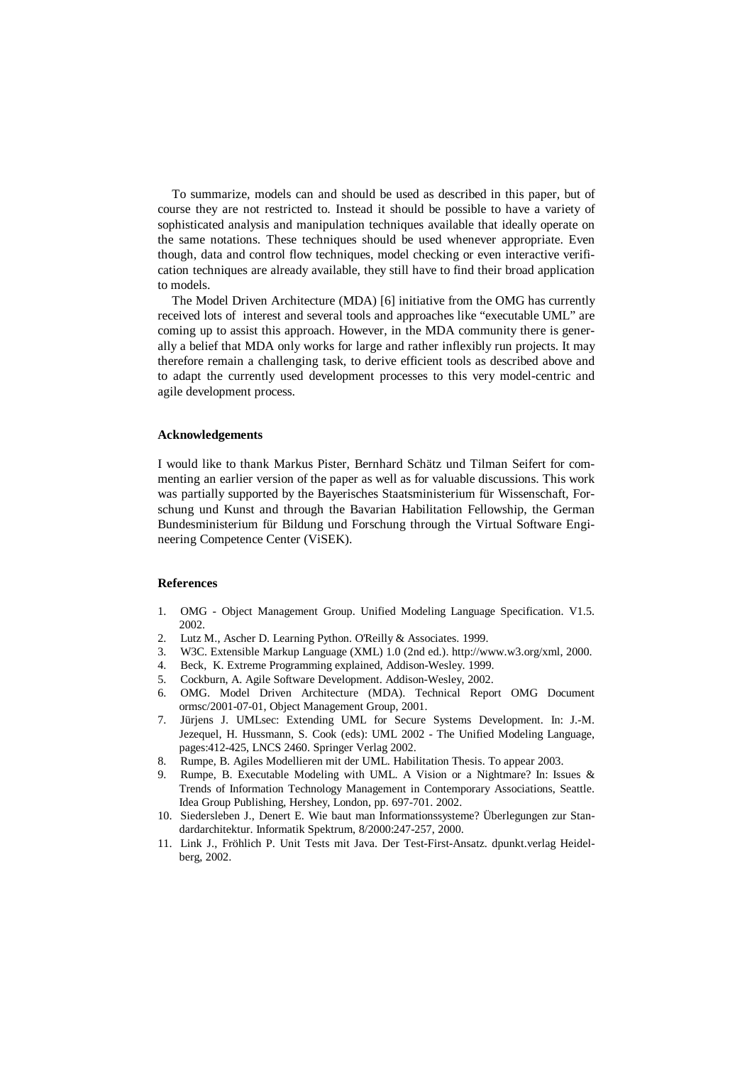To summarize, models can and should be used as described in this paper, but of course they are not restricted to. Instead it should be possible to have a variety of sophisticated analysis and manipulation techniques available that ideally operate on the same notations. These techniques should be used whenever appropriate. Even though, data and control flow techniques, model checking or even interactive verification techniques are already available, they still have to find their broad application to models.

The Model Driven Architecture (MDA) [6] initiative from the OMG has currently received lots of interest and several tools and approaches like "executable UML" are coming up to assist this approach. However, in the MDA community there is generally a belief that MDA only works for large and rather inflexibly run projects. It may therefore remain a challenging task, to derive efficient tools as described above and to adapt the currently used development processes to this very model-centric and agile development process.

#### Acknowledgements

I would like to thank Markus Pister, Bernhard Schätz und Tilman Seifert for commenting an earlier version of the paper as well as for valuable discussions. This work was partially supported by the Bayerisches Staatsministerium für Wissenschaft, Forschung und Kunst and through the Bavarian Habilitation Fellowship, the German Bundesministerium für Bildung und Forschung through the Virtual Software Engineering Competence Center (ViSEK).

#### References

1. OMG - Object Management Group. Unified Modeling Language Specification. V1.5. 2002.
2. Lutz M., Ascher D. Learning Python. O'Reilly & Associates. 1999.
3. W3C. Extensible Markup Language (XML) 1.0 (2nd ed.). http://www.w3.org/xml, 2000.
4. Beck, K. Extreme Programming explained, Addison-Wesley. 1999.
5. Cockburn, A. Agile Software Development. Addison-Wesley, 2002.
6. OMG. Model Driven Architecture (MDA). Technical Report OMG Document ormsc/2001-07-01, Object Management Group, 2001.
7. Jürjens J. UMLsec: Extending UML for Secure Systems Development. In: J.-M. Jezequel, H. Hussmann, S. Cook (eds): UML 2002 - The Unified Modeling Language, pages:412-425, LNCS 2460. Springer Verlag 2002.
8. Rumpe, B. Agiles Modellieren mit der UML. Habilitation Thesis. To appear 2003.
9. Rumpe, B. Executable Modeling with UML. A Vision or a Nightmare? In: Issues & Trends of Information Technology Management in Contemporary Associations, Seattle. Idea Group Publishing, Hershey, London, pp. 697-701. 2002.
10. Siedersleben J., Denert E. Wie baut man Informationssysteme? Überlegungen zur Standardarchitektur. Informatik Spektrum, 8/2000:247-257, 2000.
11. Link J., Fröhlich P. Unit Tests mit Java. Der Test-First-Ansatz. dpunkt.verlag Heidelberg, 2002.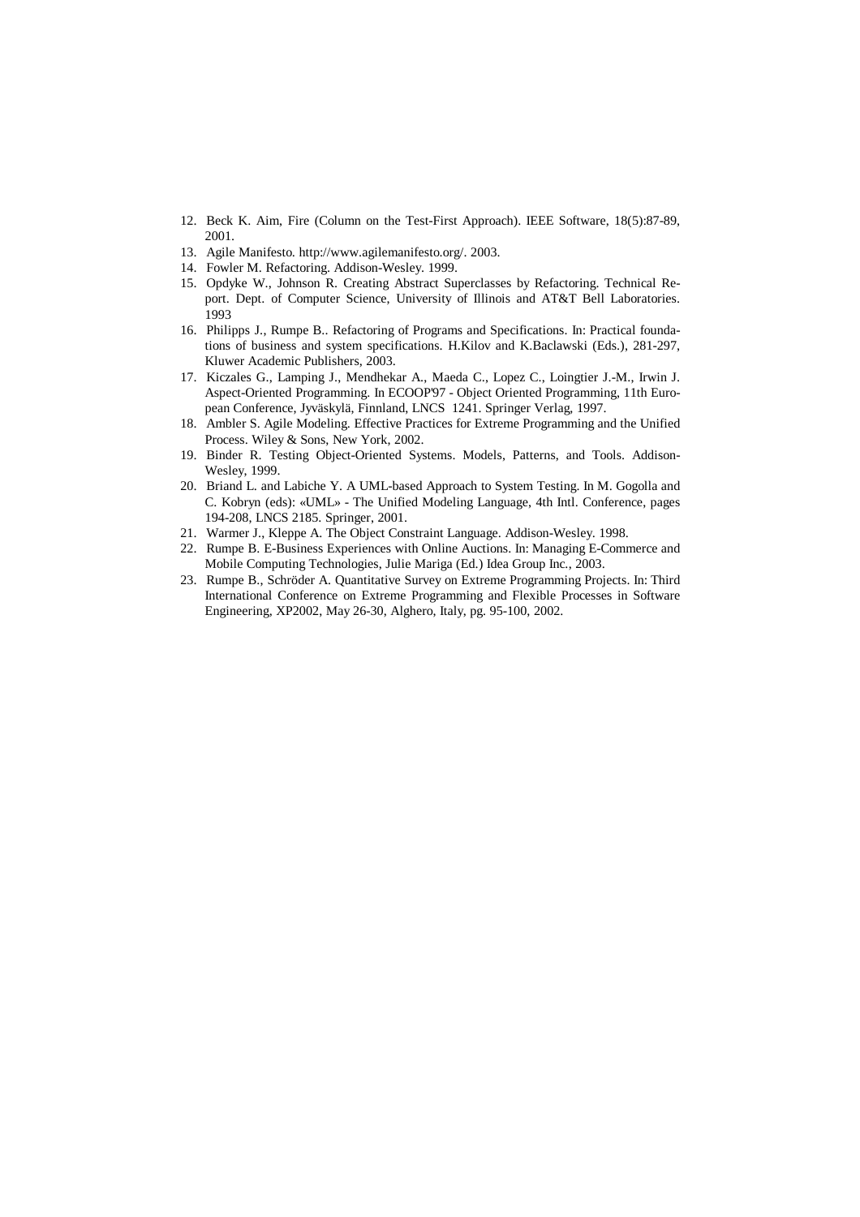12. Beck K. Aim, Fire (Column on the Test-First Approach). IEEE Software, 18(5):87-89, 2001.
13. Agile Manifesto. http://www.agilemanifesto.org/. 2003.
14. Fowler M. Refactoring. Addison-Wesley. 1999.
15. Opdyke W., Johnson R. Creating Abstract Superclasses by Refactoring. Technical Report. Dept. of Computer Science, University of Illinois and AT&T Bell Laboratories. 1993
16. Philipps J., Rumpe B.. Refactoring of Programs and Specifications. In: Practical foundations of business and system specifications. H.Kilov and K.Baclawski (Eds.), 281-297, Kluwer Academic Publishers, 2003.
17. Kiczales G., Lamping J., Mendhekar A., Maeda C., Lopez C., Loingtier J.-M., Irwin J. Aspect-Oriented Programming. In ECOOP'97 - Object Oriented Programming, 11th European Conference, Jyväskylä, Finnland, LNCS 1241. Springer Verlag, 1997.
18. Ambler S. Agile Modeling. Effective Practices for Extreme Programming and the Unified Process. Wiley & Sons, New York, 2002.
19. Binder R. Testing Object-Oriented Systems. Models, Patterns, and Tools. Addison-Wesley, 1999.
20. Briand L. and Labiche Y. A UML-based Approach to System Testing. In M. Gogolla and C. Kobryn (eds): «UML» - The Unified Modeling Language, 4th Intl. Conference, pages 194-208, LNCS 2185. Springer, 2001.
21. Warmer J., Kleppe A. The Object Constraint Language. Addison-Wesley. 1998.
22. Rumpe B. E-Business Experiences with Online Auctions. In: Managing E-Commerce and Mobile Computing Technologies, Julie Mariga (Ed.) Idea Group Inc., 2003.
23. Rumpe B., Schröder A. Quantitative Survey on Extreme Programming Projects. In: Third International Conference on Extreme Programming and Flexible Processes in Software Engineering, XP2002, May 26-30, Alghero, Italy, pg. 95-100, 2002.